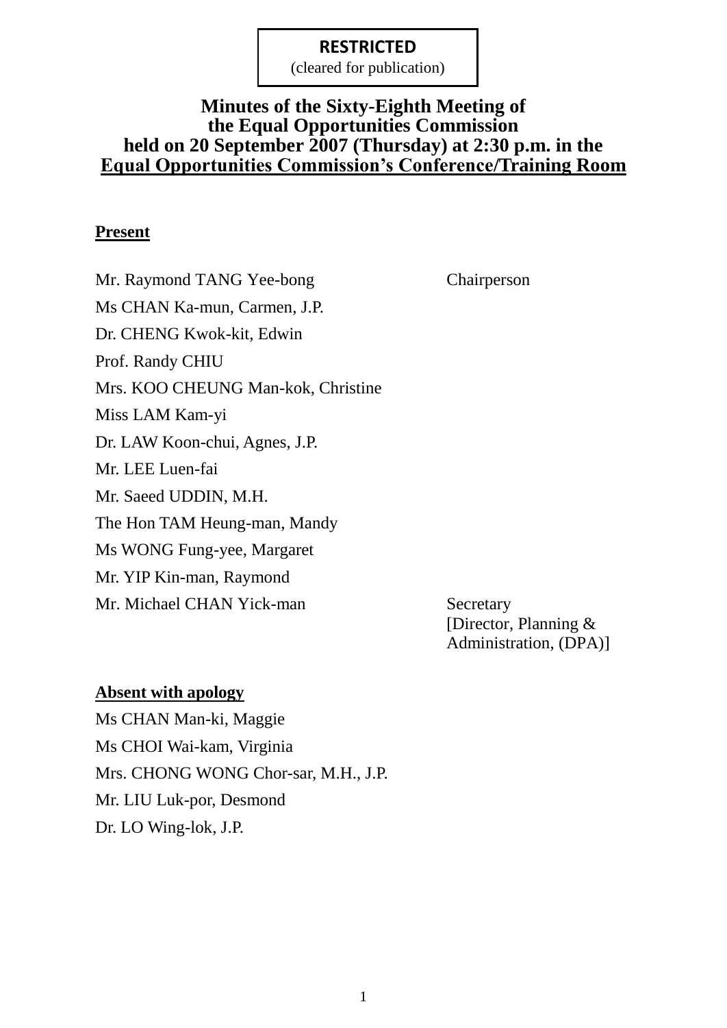**RESTRICTED**
(cleared for publication)

# Minutes of the Sixty-Eighth Meeting of the Equal Opportunities Commission held on 20 September 2007 (Thursday) at 2:30 p.m. in the Equal Opportunities Commission's Conference/Training Room

**Present**

| | |
|---|---|
| Mr. Raymond TANG Yee-bong | Chairperson |
| Ms CHAN Ka-mun, Carmen, J.P. | |
| Dr. CHENG Kwok-kit, Edwin | |
| Prof. Randy CHIU | |
| Mrs. KOO CHEUNG Man-kok, Christine | |
| Miss LAM Kam-yi | |
| Dr. LAW Koon-chui, Agnes, J.P. | |
| Mr. LEE Luen-fai | |
| Mr. Saeed UDDIN, M.H. | |
| The Hon TAM Heung-man, Mandy | |
| Ms WONG Fung-yee, Margaret | |
| Mr. YIP Kin-man, Raymond | |
| Mr. Michael CHAN Yick-man | Secretary [Director, Planning & Administration, (DPA)] |

**Absent with apology**

Ms CHAN Man-ki, Maggie
Ms CHOI Wai-kam, Virginia
Mrs. CHONG WONG Chor-sar, M.H., J.P.
Mr. LIU Luk-por, Desmond
Dr. LO Wing-lok, J.P.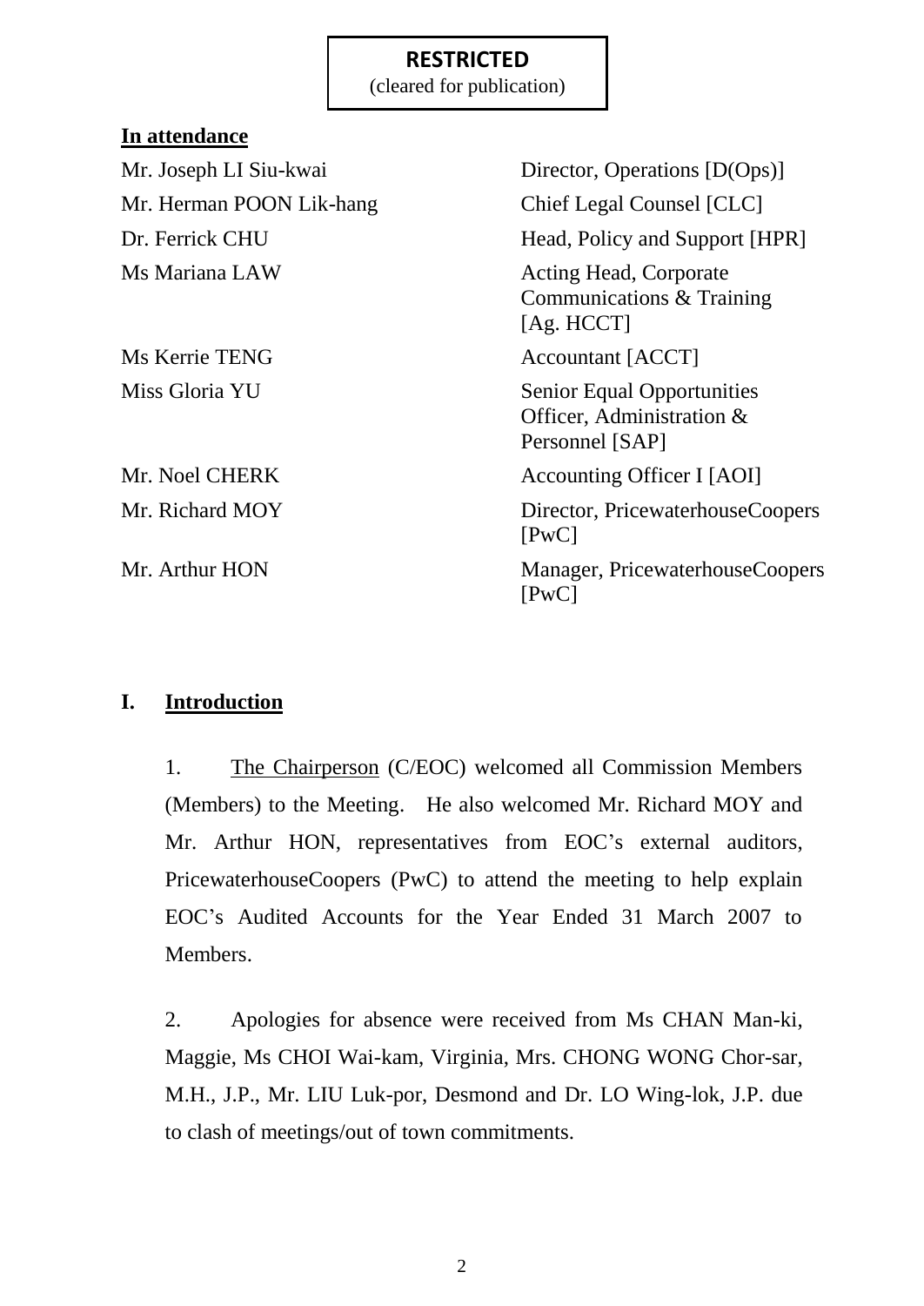**RESTRICTED**
(cleared for publication)

**In attendance**

| | |
|---|---|
| Mr. Joseph LI Siu-kwai | Director, Operations [D(Ops)] |
| Mr. Herman POON Lik-hang | Chief Legal Counsel [CLC] |
| Dr. Ferrick CHU | Head, Policy and Support [HPR] |
| Ms Mariana LAW | Acting Head, Corporate Communications & Training [Ag. HCCT] |
| Ms Kerrie TENG | Accountant [ACCT] |
| Miss Gloria YU | Senior Equal Opportunities Officer, Administration & Personnel [SAP] |
| Mr. Noel CHERK | Accounting Officer I [AOI] |
| Mr. Richard MOY | Director, PricewaterhouseCoopers [PwC] |
| Mr. Arthur HON | Manager, PricewaterhouseCoopers [PwC] |

## I. Introduction

1. The Chairperson (C/EOC) welcomed all Commission Members (Members) to the Meeting. He also welcomed Mr. Richard MOY and Mr. Arthur HON, representatives from EOC's external auditors, PricewaterhouseCoopers (PwC) to attend the meeting to help explain EOC's Audited Accounts for the Year Ended 31 March 2007 to Members.

2. Apologies for absence were received from Ms CHAN Man-ki, Maggie, Ms CHOI Wai-kam, Virginia, Mrs. CHONG WONG Chor-sar, M.H., J.P., Mr. LIU Luk-por, Desmond and Dr. LO Wing-lok, J.P. due to clash of meetings/out of town commitments.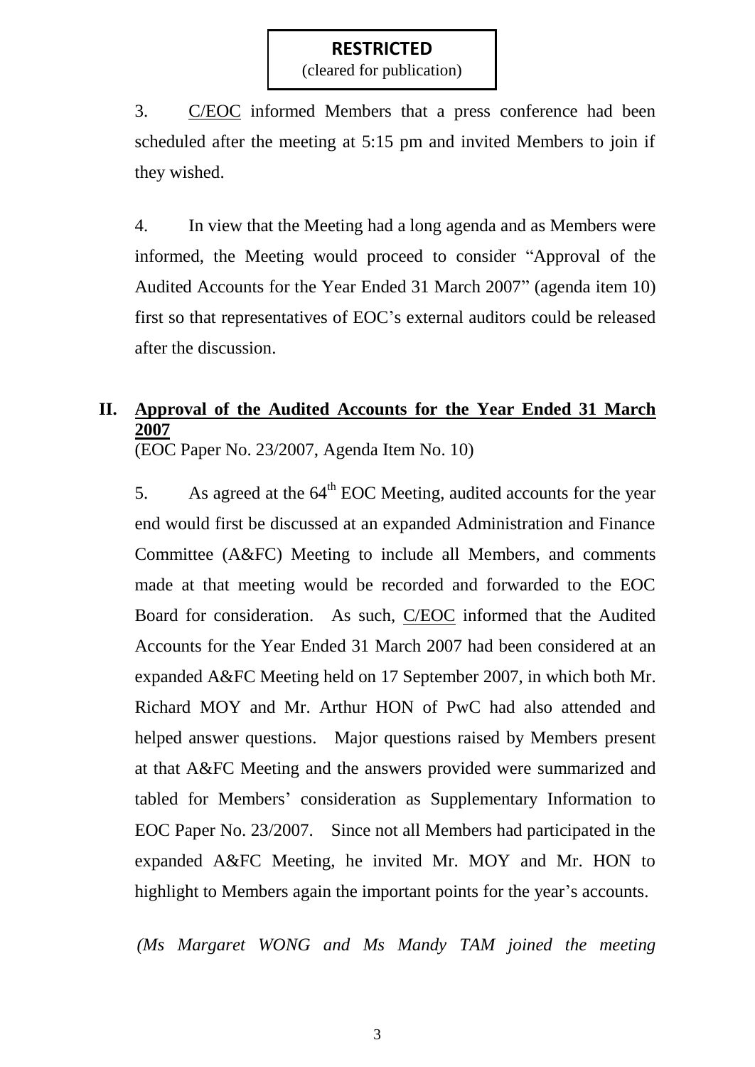**RESTRICTED**
(cleared for publication)

3. C/EOC informed Members that a press conference had been scheduled after the meeting at 5:15 pm and invited Members to join if they wished.

4. In view that the Meeting had a long agenda and as Members were informed, the Meeting would proceed to consider "Approval of the Audited Accounts for the Year Ended 31 March 2007" (agenda item 10) first so that representatives of EOC's external auditors could be released after the discussion.

## II. Approval of the Audited Accounts for the Year Ended 31 March 2007

(EOC Paper No. 23/2007, Agenda Item No. 10)

5. As agreed at the 64th EOC Meeting, audited accounts for the year end would first be discussed at an expanded Administration and Finance Committee (A&FC) Meeting to include all Members, and comments made at that meeting would be recorded and forwarded to the EOC Board for consideration. As such, C/EOC informed that the Audited Accounts for the Year Ended 31 March 2007 had been considered at an expanded A&FC Meeting held on 17 September 2007, in which both Mr. Richard MOY and Mr. Arthur HON of PwC had also attended and helped answer questions. Major questions raised by Members present at that A&FC Meeting and the answers provided were summarized and tabled for Members' consideration as Supplementary Information to EOC Paper No. 23/2007. Since not all Members had participated in the expanded A&FC Meeting, he invited Mr. MOY and Mr. HON to highlight to Members again the important points for the year's accounts.

*(Ms Margaret WONG and Ms Mandy TAM joined the meeting*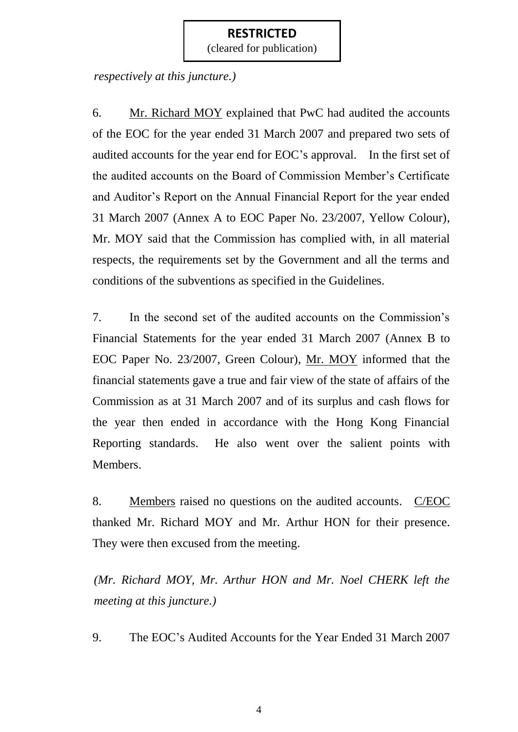**RESTRICTED**
(cleared for publication)

*respectively at this juncture.)*

6. Mr. Richard MOY explained that PwC had audited the accounts of the EOC for the year ended 31 March 2007 and prepared two sets of audited accounts for the year end for EOC's approval. In the first set of the audited accounts on the Board of Commission Member's Certificate and Auditor's Report on the Annual Financial Report for the year ended 31 March 2007 (Annex A to EOC Paper No. 23/2007, Yellow Colour), Mr. MOY said that the Commission has complied with, in all material respects, the requirements set by the Government and all the terms and conditions of the subventions as specified in the Guidelines.

7. In the second set of the audited accounts on the Commission's Financial Statements for the year ended 31 March 2007 (Annex B to EOC Paper No. 23/2007, Green Colour), Mr. MOY informed that the financial statements gave a true and fair view of the state of affairs of the Commission as at 31 March 2007 and of its surplus and cash flows for the year then ended in accordance with the Hong Kong Financial Reporting standards. He also went over the salient points with Members.

8. Members raised no questions on the audited accounts. C/EOC thanked Mr. Richard MOY and Mr. Arthur HON for their presence. They were then excused from the meeting.

*(Mr. Richard MOY, Mr. Arthur HON and Mr. Noel CHERK left the meeting at this juncture.)*

9. The EOC's Audited Accounts for the Year Ended 31 March 2007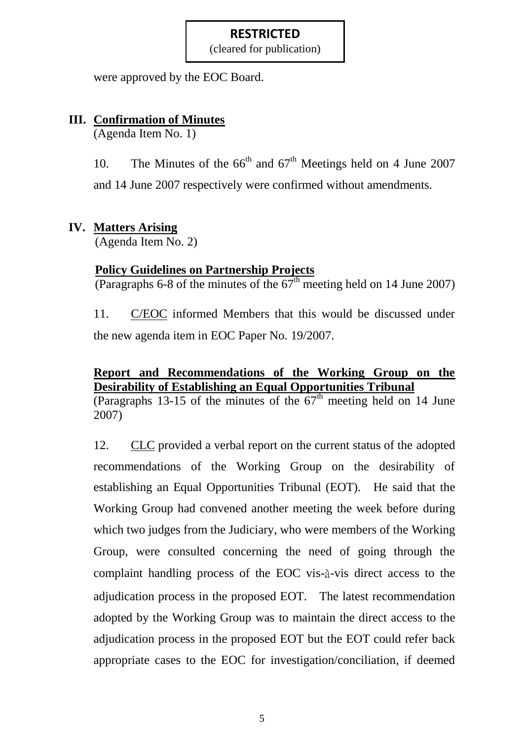**RESTRICTED**
(cleared for publication)

were approved by the EOC Board.

## III. Confirmation of Minutes
(Agenda Item No. 1)

10. The Minutes of the 66th and 67th Meetings held on 4 June 2007 and 14 June 2007 respectively were confirmed without amendments.

## IV. Matters Arising
(Agenda Item No. 2)

**Policy Guidelines on Partnership Projects**
(Paragraphs 6-8 of the minutes of the 67th meeting held on 14 June 2007)

11. C/EOC informed Members that this would be discussed under the new agenda item in EOC Paper No. 19/2007.

**Report and Recommendations of the Working Group on the Desirability of Establishing an Equal Opportunities Tribunal**
(Paragraphs 13-15 of the minutes of the 67th meeting held on 14 June 2007)

12. CLC provided a verbal report on the current status of the adopted recommendations of the Working Group on the desirability of establishing an Equal Opportunities Tribunal (EOT). He said that the Working Group had convened another meeting the week before during which two judges from the Judiciary, who were members of the Working Group, were consulted concerning the need of going through the complaint handling process of the EOC vis-à-vis direct access to the adjudication process in the proposed EOT. The latest recommendation adopted by the Working Group was to maintain the direct access to the adjudication process in the proposed EOT but the EOT could refer back appropriate cases to the EOC for investigation/conciliation, if deemed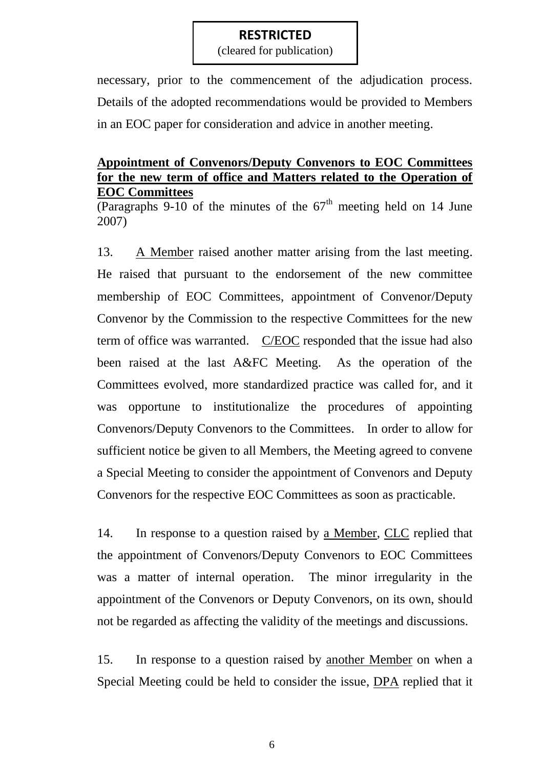necessary, prior to the commencement of the adjudication process. Details of the adopted recommendations would be provided to Members in an EOC paper for consideration and advice in another meeting.

**Appointment of Convenors/Deputy Convenors to EOC Committees for the new term of office and Matters related to the Operation of EOC Committees**
(Paragraphs 9-10 of the minutes of the 67th meeting held on 14 June 2007)

13. A Member raised another matter arising from the last meeting. He raised that pursuant to the endorsement of the new committee membership of EOC Committees, appointment of Convenor/Deputy Convenor by the Commission to the respective Committees for the new term of office was warranted. C/EOC responded that the issue had also been raised at the last A&FC Meeting. As the operation of the Committees evolved, more standardized practice was called for, and it was opportune to institutionalize the procedures of appointing Convenors/Deputy Convenors to the Committees. In order to allow for sufficient notice be given to all Members, the Meeting agreed to convene a Special Meeting to consider the appointment of Convenors and Deputy Convenors for the respective EOC Committees as soon as practicable.

14. In response to a question raised by a Member, CLC replied that the appointment of Convenors/Deputy Convenors to EOC Committees was a matter of internal operation. The minor irregularity in the appointment of the Convenors or Deputy Convenors, on its own, should not be regarded as affecting the validity of the meetings and discussions.

15. In response to a question raised by another Member on when a Special Meeting could be held to consider the issue, DPA replied that it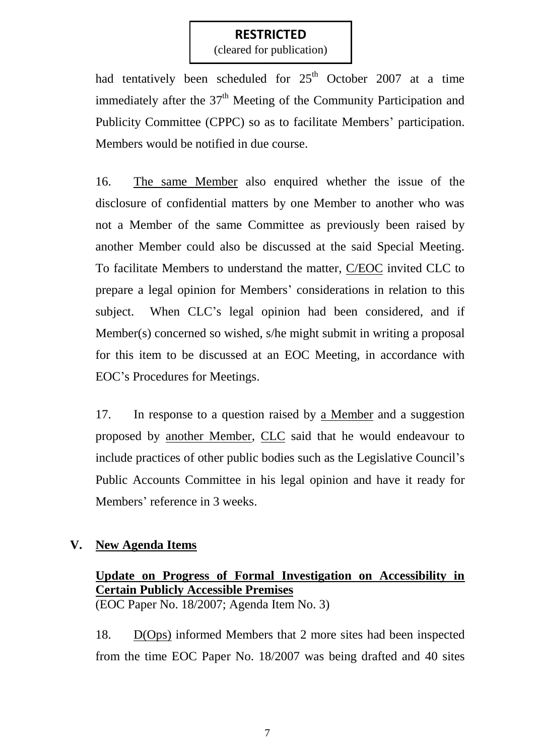**RESTRICTED**
(cleared for publication)

had tentatively been scheduled for 25th October 2007 at a time immediately after the 37th Meeting of the Community Participation and Publicity Committee (CPPC) so as to facilitate Members' participation. Members would be notified in due course.

16. The same Member also enquired whether the issue of the disclosure of confidential matters by one Member to another who was not a Member of the same Committee as previously been raised by another Member could also be discussed at the said Special Meeting. To facilitate Members to understand the matter, C/EOC invited CLC to prepare a legal opinion for Members' considerations in relation to this subject. When CLC's legal opinion had been considered, and if Member(s) concerned so wished, s/he might submit in writing a proposal for this item to be discussed at an EOC Meeting, in accordance with EOC's Procedures for Meetings.

17. In response to a question raised by a Member and a suggestion proposed by another Member, CLC said that he would endeavour to include practices of other public bodies such as the Legislative Council's Public Accounts Committee in his legal opinion and have it ready for Members' reference in 3 weeks.

## V. New Agenda Items

### Update on Progress of Formal Investigation on Accessibility in Certain Publicly Accessible Premises
(EOC Paper No. 18/2007; Agenda Item No. 3)

18. D(Ops) informed Members that 2 more sites had been inspected from the time EOC Paper No. 18/2007 was being drafted and 40 sites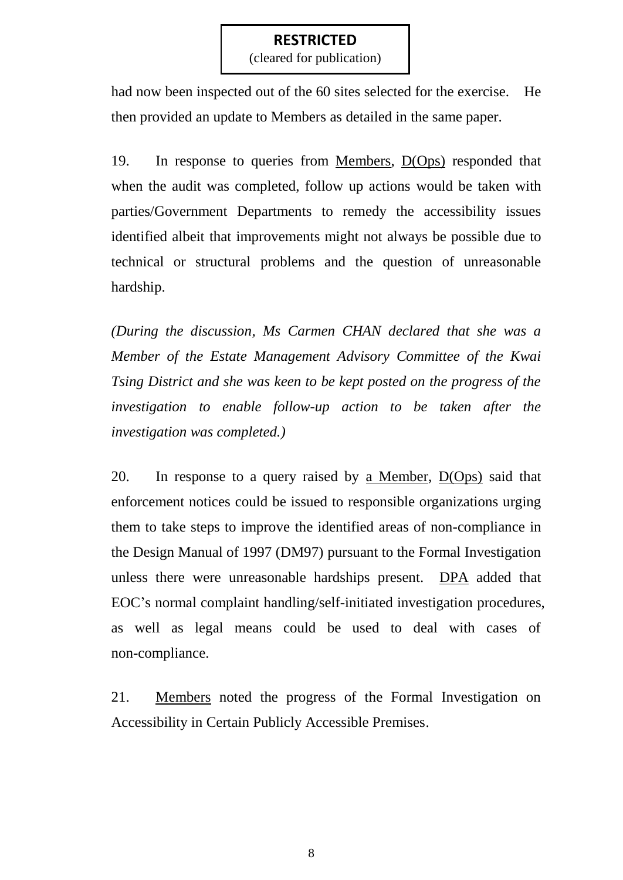had now been inspected out of the 60 sites selected for the exercise. He then provided an update to Members as detailed in the same paper.

19. In response to queries from Members, D(Ops) responded that when the audit was completed, follow up actions would be taken with parties/Government Departments to remedy the accessibility issues identified albeit that improvements might not always be possible due to technical or structural problems and the question of unreasonable hardship.

*(During the discussion, Ms Carmen CHAN declared that she was a Member of the Estate Management Advisory Committee of the Kwai Tsing District and she was keen to be kept posted on the progress of the investigation to enable follow-up action to be taken after the investigation was completed.)*

20. In response to a query raised by a Member, D(Ops) said that enforcement notices could be issued to responsible organizations urging them to take steps to improve the identified areas of non-compliance in the Design Manual of 1997 (DM97) pursuant to the Formal Investigation unless there were unreasonable hardships present. DPA added that EOC's normal complaint handling/self-initiated investigation procedures, as well as legal means could be used to deal with cases of non-compliance.

21. Members noted the progress of the Formal Investigation on Accessibility in Certain Publicly Accessible Premises.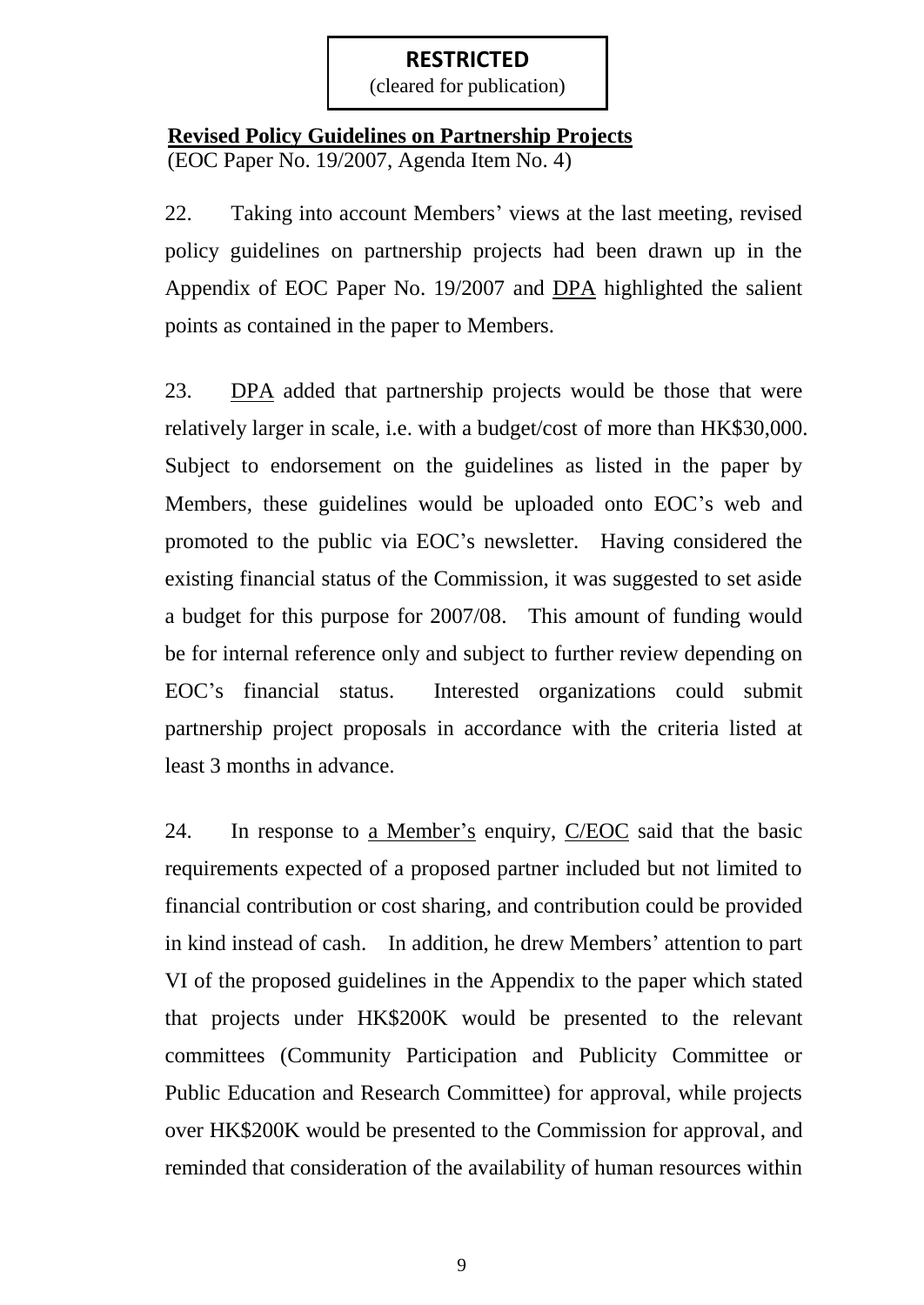**RESTRICTED**
(cleared for publication)

**Revised Policy Guidelines on Partnership Projects**
(EOC Paper No. 19/2007, Agenda Item No. 4)

22. Taking into account Members' views at the last meeting, revised policy guidelines on partnership projects had been drawn up in the Appendix of EOC Paper No. 19/2007 and DPA highlighted the salient points as contained in the paper to Members.

23. DPA added that partnership projects would be those that were relatively larger in scale, i.e. with a budget/cost of more than HK$30,000. Subject to endorsement on the guidelines as listed in the paper by Members, these guidelines would be uploaded onto EOC's web and promoted to the public via EOC's newsletter. Having considered the existing financial status of the Commission, it was suggested to set aside a budget for this purpose for 2007/08. This amount of funding would be for internal reference only and subject to further review depending on EOC's financial status. Interested organizations could submit partnership project proposals in accordance with the criteria listed at least 3 months in advance.

24. In response to a Member's enquiry, C/EOC said that the basic requirements expected of a proposed partner included but not limited to financial contribution or cost sharing, and contribution could be provided in kind instead of cash. In addition, he drew Members' attention to part VI of the proposed guidelines in the Appendix to the paper which stated that projects under HK$200K would be presented to the relevant committees (Community Participation and Publicity Committee or Public Education and Research Committee) for approval, while projects over HK$200K would be presented to the Commission for approval, and reminded that consideration of the availability of human resources within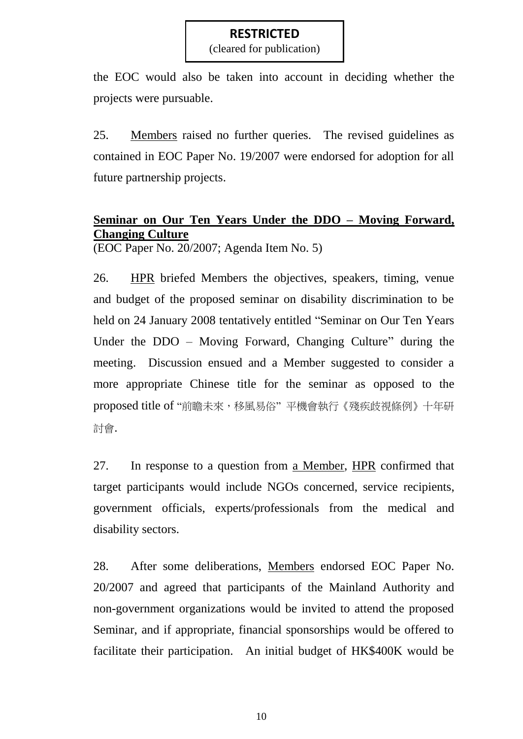the EOC would also be taken into account in deciding whether the projects were pursuable.

25. Members raised no further queries. The revised guidelines as contained in EOC Paper No. 19/2007 were endorsed for adoption for all future partnership projects.

**Seminar on Our Ten Years Under the DDO – Moving Forward, Changing Culture**
(EOC Paper No. 20/2007; Agenda Item No. 5)

26. HPR briefed Members the objectives, speakers, timing, venue and budget of the proposed seminar on disability discrimination to be held on 24 January 2008 tentatively entitled "Seminar on Our Ten Years Under the DDO – Moving Forward, Changing Culture" during the meeting. Discussion ensued and a Member suggested to consider a more appropriate Chinese title for the seminar as opposed to the proposed title of "前瞻未來，移風易俗" 平機會執行《殘疾歧視條例》十年研討會.

27. In response to a question from a Member, HPR confirmed that target participants would include NGOs concerned, service recipients, government officials, experts/professionals from the medical and disability sectors.

28. After some deliberations, Members endorsed EOC Paper No. 20/2007 and agreed that participants of the Mainland Authority and non-government organizations would be invited to attend the proposed Seminar, and if appropriate, financial sponsorships would be offered to facilitate their participation. An initial budget of HK$400K would be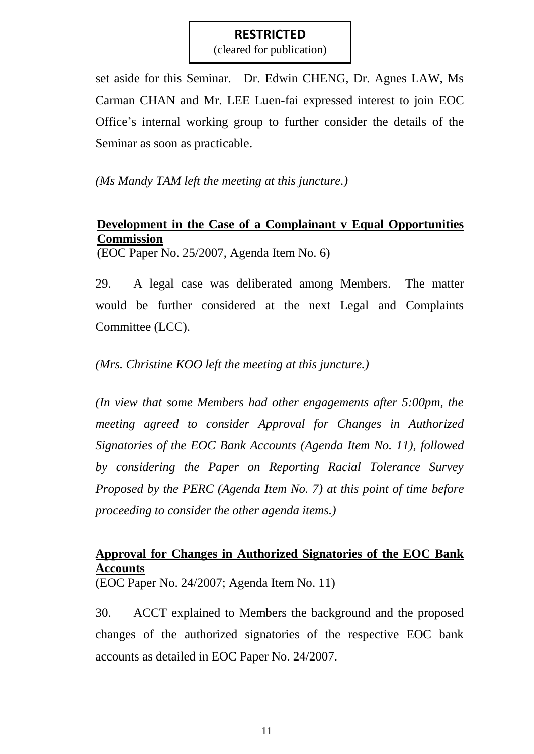**RESTRICTED**
(cleared for publication)

set aside for this Seminar. Dr. Edwin CHENG, Dr. Agnes LAW, Ms Carman CHAN and Mr. LEE Luen-fai expressed interest to join EOC Office's internal working group to further consider the details of the Seminar as soon as practicable.

*(Ms Mandy TAM left the meeting at this juncture.)*

**Development in the Case of a Complainant v Equal Opportunities Commission**
(EOC Paper No. 25/2007, Agenda Item No. 6)

29. A legal case was deliberated among Members. The matter would be further considered at the next Legal and Complaints Committee (LCC).

*(Mrs. Christine KOO left the meeting at this juncture.)*

*(In view that some Members had other engagements after 5:00pm, the meeting agreed to consider Approval for Changes in Authorized Signatories of the EOC Bank Accounts (Agenda Item No. 11), followed by considering the Paper on Reporting Racial Tolerance Survey Proposed by the PERC (Agenda Item No. 7) at this point of time before proceeding to consider the other agenda items.)*

**Approval for Changes in Authorized Signatories of the EOC Bank Accounts**
(EOC Paper No. 24/2007; Agenda Item No. 11)

30. ACCT explained to Members the background and the proposed changes of the authorized signatories of the respective EOC bank accounts as detailed in EOC Paper No. 24/2007.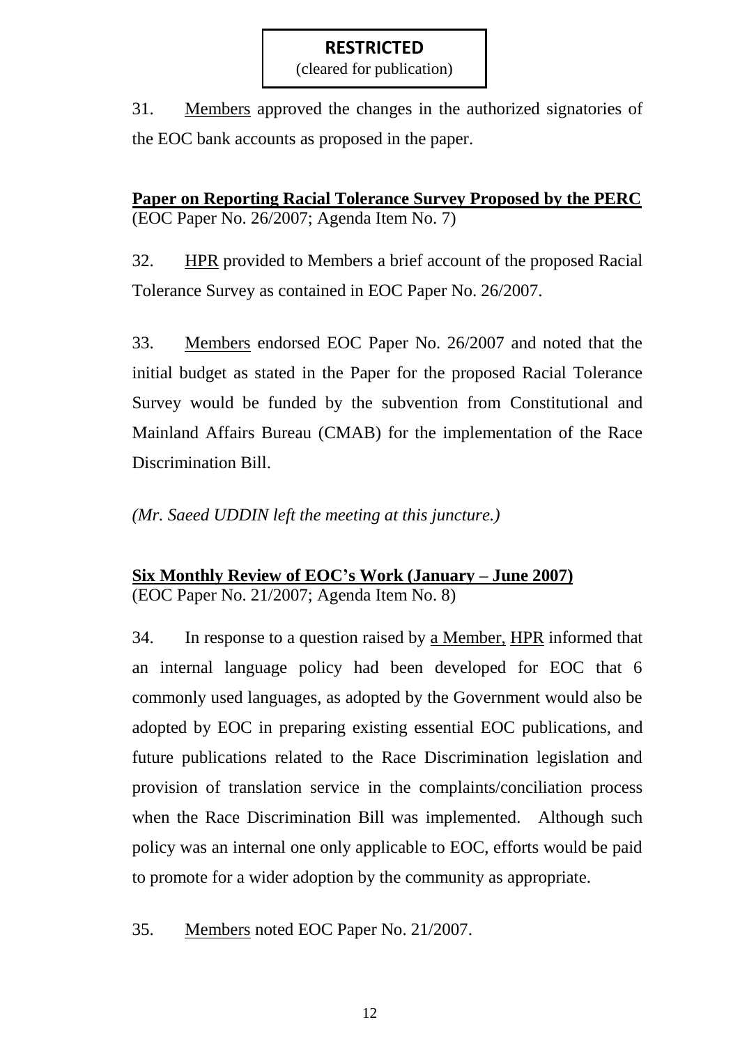**RESTRICTED**
(cleared for publication)

31. Members approved the changes in the authorized signatories of the EOC bank accounts as proposed in the paper.

**Paper on Reporting Racial Tolerance Survey Proposed by the PERC**
(EOC Paper No. 26/2007; Agenda Item No. 7)

32. HPR provided to Members a brief account of the proposed Racial Tolerance Survey as contained in EOC Paper No. 26/2007.

33. Members endorsed EOC Paper No. 26/2007 and noted that the initial budget as stated in the Paper for the proposed Racial Tolerance Survey would be funded by the subvention from Constitutional and Mainland Affairs Bureau (CMAB) for the implementation of the Race Discrimination Bill.

*(Mr. Saeed UDDIN left the meeting at this juncture.)*

**Six Monthly Review of EOC's Work (January – June 2007)**
(EOC Paper No. 21/2007; Agenda Item No. 8)

34. In response to a question raised by a Member, HPR informed that an internal language policy had been developed for EOC that 6 commonly used languages, as adopted by the Government would also be adopted by EOC in preparing existing essential EOC publications, and future publications related to the Race Discrimination legislation and provision of translation service in the complaints/conciliation process when the Race Discrimination Bill was implemented. Although such policy was an internal one only applicable to EOC, efforts would be paid to promote for a wider adoption by the community as appropriate.

35. Members noted EOC Paper No. 21/2007.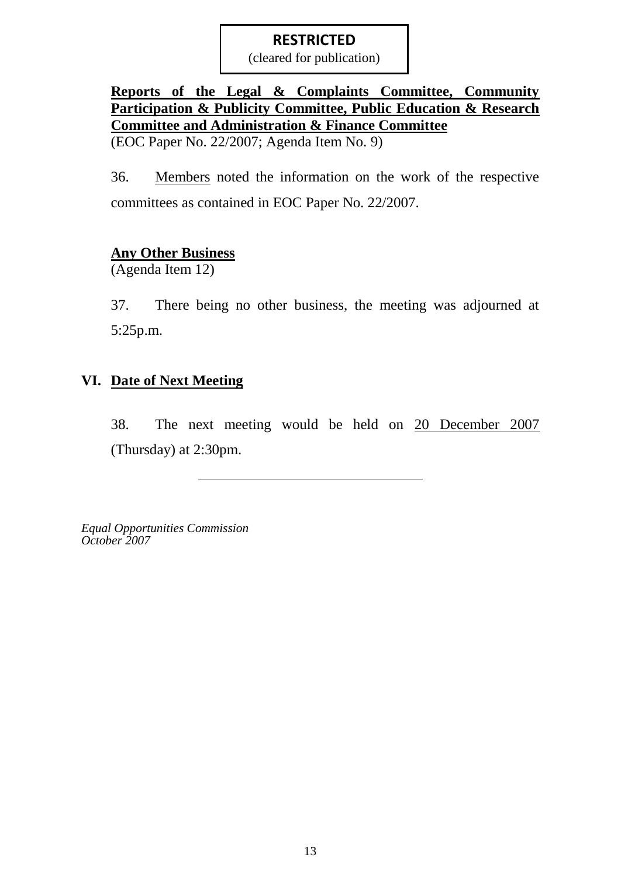**RESTRICTED**
(cleared for publication)

**Reports of the Legal & Complaints Committee, Community Participation & Publicity Committee, Public Education & Research Committee and Administration & Finance Committee**
(EOC Paper No. 22/2007; Agenda Item No. 9)

36. Members noted the information on the work of the respective committees as contained in EOC Paper No. 22/2007.

**Any Other Business**
(Agenda Item 12)

37. There being no other business, the meeting was adjourned at 5:25p.m.

## VI. Date of Next Meeting

38. The next meeting would be held on 20 December 2007 (Thursday) at 2:30pm.

---

*Equal Opportunities Commission*
*October 2007*